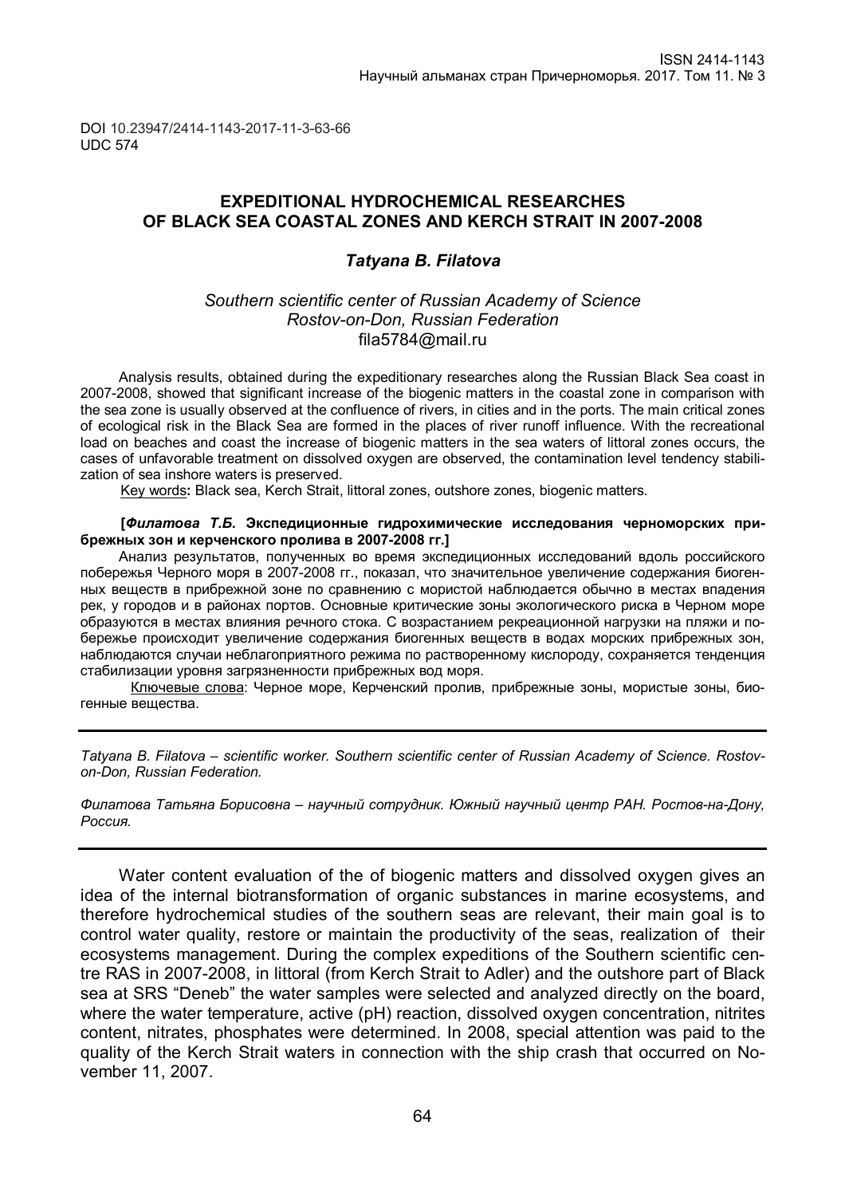DOI 10.23947/2414-1143-2017-11-3-63-66
UDC 574

# EXPEDITIONAL HYDROCHEMICAL RESEARCHES OF BLACK SEA COASTAL ZONES AND KERCH STRAIT IN 2007-2008

***Tatyana B. Filatova***

*Southern scientific center of Russian Academy of Science*
*Rostov-on-Don, Russian Federation*
fila5784@mail.ru

Analysis results, obtained during the expeditionary researches along the Russian Black Sea coast in 2007-2008, showed that significant increase of the biogenic matters in the coastal zone in comparison with the sea zone is usually observed at the confluence of rivers, in cities and in the ports. The main critical zones of ecological risk in the Black Sea are formed in the places of river runoff influence. With the recreational load on beaches and coast the increase of biogenic matters in the sea waters of littoral zones occurs, the cases of unfavorable treatment on dissolved oxygen are observed, the contamination level tendency stabilization of sea inshore waters is preserved.

Key words**:** Black sea, Kerch Strait, littoral zones, outshore zones, biogenic matters.

**[*Филатова Т.Б.* Экспедиционные гидрохимические исследования черноморских прибрежных зон и керченского пролива в 2007-2008 гг.]**

Анализ результатов, полученных во время экспедиционных исследований вдоль российского побережья Черного моря в 2007-2008 гг., показал, что значительное увеличение содержания биогенных веществ в прибрежной зоне по сравнению с мористой наблюдается обычно в местах впадения рек, у городов и в районах портов. Основные критические зоны экологического риска в Черном море образуются в местах влияния речного стока. С возрастанием рекреационной нагрузки на пляжи и побережье происходит увеличение содержания биогенных веществ в водах морских прибрежных зон, наблюдаются случаи неблагоприятного режима по растворенному кислороду, сохраняется тенденция стабилизации уровня загрязненности прибрежных вод моря.

Ключевые слова: Черное море, Керченский пролив, прибрежные зоны, мористые зоны, биогенные вещества.

---

*Tatyana B. Filatova – scientific worker. Southern scientific center of Russian Academy of Science. Rostov-on-Don, Russian Federation.*

*Филатова Татьяна Борисовна – научный сотрудник. Южный научный центр РАН. Ростов-на-Дону, Россия.*

---

Water content evaluation of the of biogenic matters and dissolved oxygen gives an idea of the internal biotransformation of organic substances in marine ecosystems, and therefore hydrochemical studies of the southern seas are relevant, their main goal is to control water quality, restore or maintain the productivity of the seas, realization of their ecosystems management. During the complex expeditions of the Southern scientific centre RAS in 2007-2008, in littoral (from Kerch Strait to Adler) and the outshore part of Black sea at SRS "Deneb" the water samples were selected and analyzed directly on the board, where the water temperature, active (pH) reaction, dissolved oxygen concentration, nitrites content, nitrates, phosphates were determined. In 2008, special attention was paid to the quality of the Kerch Strait waters in connection with the ship crash that occurred on November 11, 2007.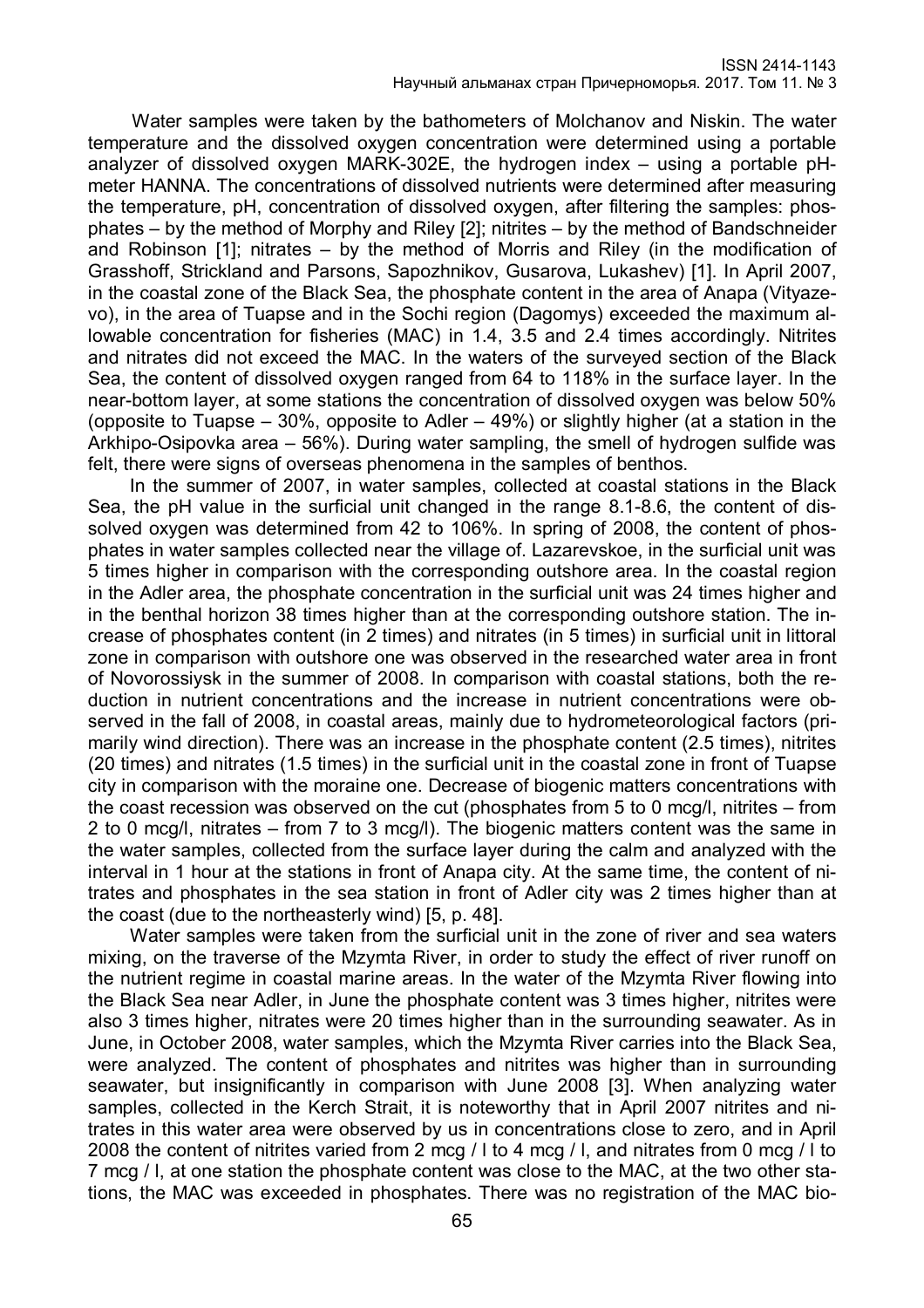Water samples were taken by the bathometers of Molchanov and Niskin. The water temperature and the dissolved oxygen concentration were determined using a portable analyzer of dissolved oxygen MARK-302E, the hydrogen index – using a portable pH-meter HANNA. The concentrations of dissolved nutrients were determined after measuring the temperature, pH, concentration of dissolved oxygen, after filtering the samples: phosphates – by the method of Morphy and Riley [2]; nitrites – by the method of Bandschneider and Robinson [1]; nitrates – by the method of Morris and Riley (in the modification of Grasshoff, Strickland and Parsons, Sapozhnikov, Gusarova, Lukashev) [1]. In April 2007, in the coastal zone of the Black Sea, the phosphate content in the area of Anapa (Vityazevo), in the area of Tuapse and in the Sochi region (Dagomys) exceeded the maximum allowable concentration for fisheries (MAC) in 1.4, 3.5 and 2.4 times accordingly. Nitrites and nitrates did not exceed the MAC. In the waters of the surveyed section of the Black Sea, the content of dissolved oxygen ranged from 64 to 118% in the surface layer. In the near-bottom layer, at some stations the concentration of dissolved oxygen was below 50% (opposite to Tuapse – 30%, opposite to Adler – 49%) or slightly higher (at a station in the Arkhipo-Osipovka area – 56%). During water sampling, the smell of hydrogen sulfide was felt, there were signs of overseas phenomena in the samples of benthos.

In the summer of 2007, in water samples, collected at coastal stations in the Black Sea, the pH value in the surficial unit changed in the range 8.1-8.6, the content of dissolved oxygen was determined from 42 to 106%. In spring of 2008, the content of phosphates in water samples collected near the village of. Lazarevskoe, in the surficial unit was 5 times higher in comparison with the corresponding outshore area. In the coastal region in the Adler area, the phosphate concentration in the surficial unit was 24 times higher and in the benthal horizon 38 times higher than at the corresponding outshore station. The increase of phosphates content (in 2 times) and nitrates (in 5 times) in surficial unit in littoral zone in comparison with outshore one was observed in the researched water area in front of Novorossiysk in the summer of 2008. In comparison with coastal stations, both the reduction in nutrient concentrations and the increase in nutrient concentrations were observed in the fall of 2008, in coastal areas, mainly due to hydrometeorological factors (primarily wind direction). There was an increase in the phosphate content (2.5 times), nitrites (20 times) and nitrates (1.5 times) in the surficial unit in the coastal zone in front of Tuapse city in comparison with the moraine one. Decrease of biogenic matters concentrations with the coast recession was observed on the cut (phosphates from 5 to 0 mcg/l, nitrites – from 2 to 0 mcg/l, nitrates – from 7 to 3 mcg/l). The biogenic matters content was the same in the water samples, collected from the surface layer during the calm and analyzed with the interval in 1 hour at the stations in front of Anapa city. At the same time, the content of nitrates and phosphates in the sea station in front of Adler city was 2 times higher than at the coast (due to the northeasterly wind) [5, p. 48].

Water samples were taken from the surficial unit in the zone of river and sea waters mixing, on the traverse of the Mzymta River, in order to study the effect of river runoff on the nutrient regime in coastal marine areas. In the water of the Mzymta River flowing into the Black Sea near Adler, in June the phosphate content was 3 times higher, nitrites were also 3 times higher, nitrates were 20 times higher than in the surrounding seawater. As in June, in October 2008, water samples, which the Mzymta River carries into the Black Sea, were analyzed. The content of phosphates and nitrites was higher than in surrounding seawater, but insignificantly in comparison with June 2008 [3]. When analyzing water samples, collected in the Kerch Strait, it is noteworthy that in April 2007 nitrites and nitrates in this water area were observed by us in concentrations close to zero, and in April 2008 the content of nitrites varied from 2 mcg / l to 4 mcg / l, and nitrates from 0 mcg / l to 7 mcg / l, at one station the phosphate content was close to the MAC, at the two other stations, the MAC was exceeded in phosphates. There was no registration of the MAC bio-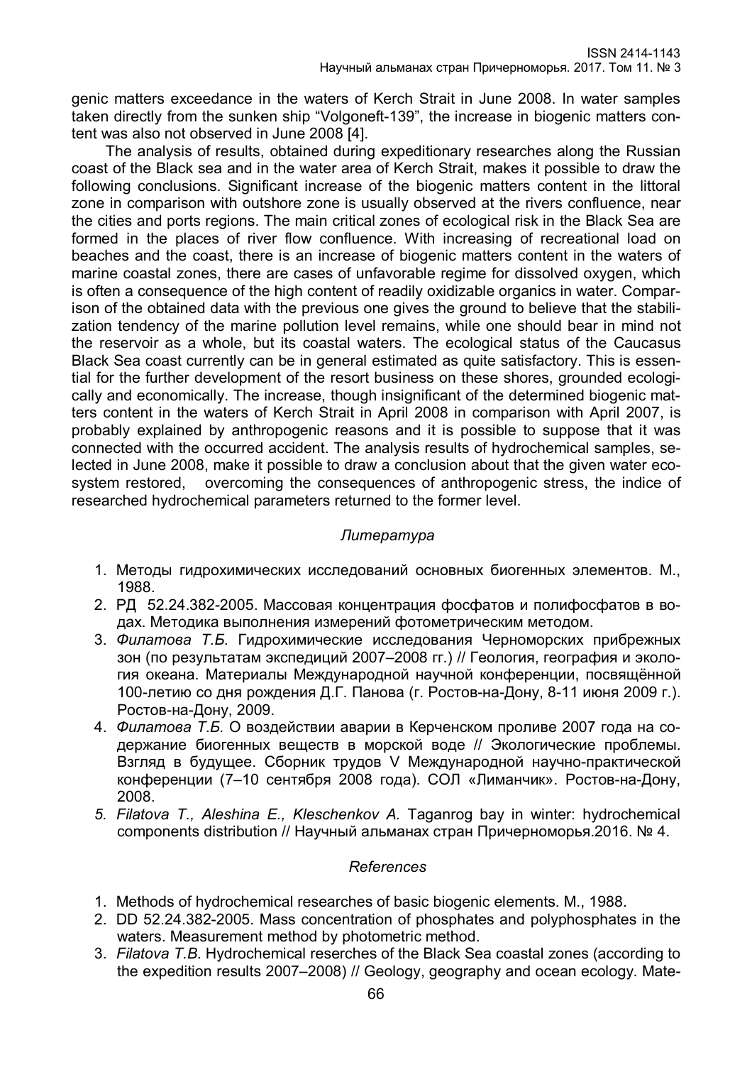genic matters exceedance in the waters of Kerch Strait in June 2008. In water samples taken directly from the sunken ship "Volgoneft-139", the increase in biogenic matters content was also not observed in June 2008 [4].

The analysis of results, obtained during expeditionary researches along the Russian coast of the Black sea and in the water area of Kerch Strait, makes it possible to draw the following conclusions. Significant increase of the biogenic matters content in the littoral zone in comparison with outshore zone is usually observed at the rivers confluence, near the cities and ports regions. The main critical zones of ecological risk in the Black Sea are formed in the places of river flow confluence. With increasing of recreational load on beaches and the coast, there is an increase of biogenic matters content in the waters of marine coastal zones, there are cases of unfavorable regime for dissolved oxygen, which is often a consequence of the high content of readily oxidizable organics in water. Comparison of the obtained data with the previous one gives the ground to believe that the stabilization tendency of the marine pollution level remains, while one should bear in mind not the reservoir as a whole, but its coastal waters. The ecological status of the Caucasus Black Sea coast currently can be in general estimated as quite satisfactory. This is essential for the further development of the resort business on these shores, grounded ecologically and economically. The increase, though insignificant of the determined biogenic matters content in the waters of Kerch Strait in April 2008 in comparison with April 2007, is probably explained by anthropogenic reasons and it is possible to suppose that it was connected with the occurred accident. The analysis results of hydrochemical samples, selected in June 2008, make it possible to draw a conclusion about that the given water ecosystem restored, overcoming the consequences of anthropogenic stress, the indice of researched hydrochemical parameters returned to the former level.

### *Литература*

1. Методы гидрохимических исследований основных биогенных элементов. М., 1988.
2. РД 52.24.382-2005. Массовая концентрация фосфатов и полифосфатов в водах. Методика выполнения измерений фотометрическим методом.
3. *Филатова Т.Б.* Гидрохимические исследования Черноморских прибрежных зон (по результатам экспедиций 2007–2008 гг.) // Геология, география и экология океана. Материалы Международной научной конференции, посвящённой 100-летию со дня рождения Д.Г. Панова (г. Ростов-на-Дону, 8-11 июня 2009 г.). Ростов-на-Дону, 2009.
4. *Филатова Т.Б.* О воздействии аварии в Керченском проливе 2007 года на содержание биогенных веществ в морской воде // Экологические проблемы. Взгляд в будущее. Сборник трудов V Международной научно-практической конференции (7–10 сентября 2008 года). СОЛ «Лиманчик». Ростов-на-Дону, 2008.
5. *Filatova T., Aleshina E., Kleschenkov A.* Taganrog bay in winter: hydrochemical components distribution // Научный альманах стран Причерноморья.2016. № 4.

### *References*

1. Methods of hydrochemical researches of basic biogenic elements. M., 1988.
2. DD 52.24.382-2005. Mass concentration of phosphates and polyphosphates in the waters. Measurement method by photometric method.
3. *Filatova T.B.* Hydrochemical reserches of the Black Sea coastal zones (according to the expedition results 2007–2008) // Geology, geography and ocean ecology. Mate-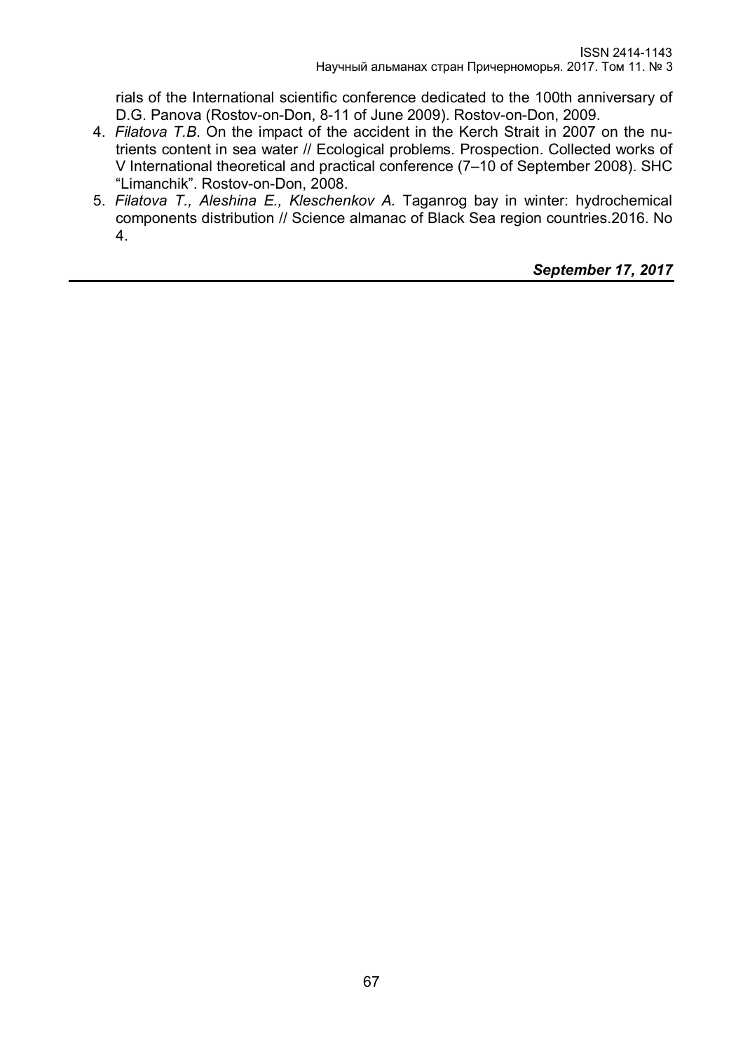rials of the International scientific conference dedicated to the 100th anniversary of D.G. Panova (Rostov-on-Don, 8-11 of June 2009). Rostov-on-Don, 2009.

4. *Filatova T.B*. On the impact of the accident in the Kerch Strait in 2007 on the nutrients content in sea water // Ecological problems. Prospection. Collected works of V International theoretical and practical conference (7–10 of September 2008). SHC "Limanchik". Rostov-on-Don, 2008.
5. *Filatova T., Aleshina E., Kleschenkov A.* Taganrog bay in winter: hydrochemical components distribution // Science almanac of Black Sea region countries.2016. No 4.

***September 17, 2017***